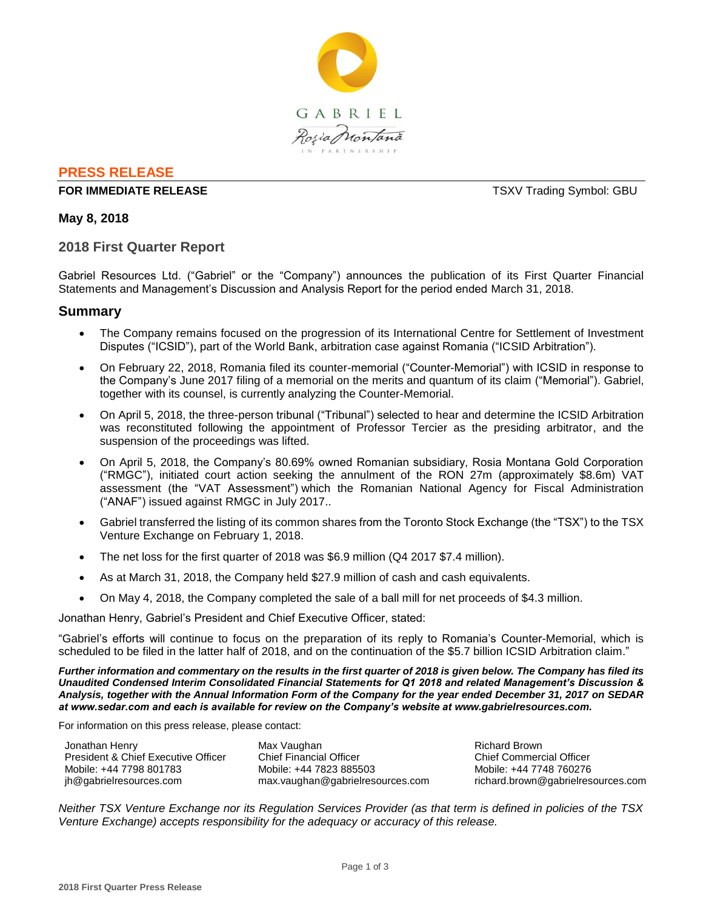GABRIEL

Rosia Montana

IN PARTNERSHIP

**PRESS RELEASE**

**FOR IMMEDIATE RELEASE** TSXV Trading Symbol: GBU

**May 8, 2018**

## 2018 First Quarter Report

Gabriel Resources Ltd. ("Gabriel" or the "Company") announces the publication of its First Quarter Financial Statements and Management's Discussion and Analysis Report for the period ended March 31, 2018.

## Summary

- The Company remains focused on the progression of its International Centre for Settlement of Investment Disputes ("ICSID"), part of the World Bank, arbitration case against Romania ("ICSID Arbitration").
- On February 22, 2018, Romania filed its counter-memorial ("Counter-Memorial") with ICSID in response to the Company's June 2017 filing of a memorial on the merits and quantum of its claim ("Memorial"). Gabriel, together with its counsel, is currently analyzing the Counter-Memorial.
- On April 5, 2018, the three-person tribunal ("Tribunal") selected to hear and determine the ICSID Arbitration was reconstituted following the appointment of Professor Tercier as the presiding arbitrator, and the suspension of the proceedings was lifted.
- On April 5, 2018, the Company's 80.69% owned Romanian subsidiary, Rosia Montana Gold Corporation ("RMGC"), initiated court action seeking the annulment of the RON 27m (approximately $8.6m) VAT assessment (the "VAT Assessment") which the Romanian National Agency for Fiscal Administration ("ANAF") issued against RMGC in July 2017..
- Gabriel transferred the listing of its common shares from the Toronto Stock Exchange (the "TSX") to the TSX Venture Exchange on February 1, 2018.
- The net loss for the first quarter of 2018 was $6.9 million (Q4 2017 $7.4 million).
- As at March 31, 2018, the Company held $27.9 million of cash and cash equivalents.
- On May 4, 2018, the Company completed the sale of a ball mill for net proceeds of $4.3 million.

Jonathan Henry, Gabriel's President and Chief Executive Officer, stated:

"Gabriel's efforts will continue to focus on the preparation of its reply to Romania's Counter-Memorial, which is scheduled to be filed in the latter half of 2018, and on the continuation of the $5.7 billion ICSID Arbitration claim."

***Further information and commentary on the results in the first quarter of 2018 is given below. The Company has filed its Unaudited Condensed Interim Consolidated Financial Statements for Q1 2018 and related Management's Discussion & Analysis, together with the Annual Information Form of the Company for the year ended December 31, 2017 on SEDAR at www.sedar.com and each is available for review on the Company's website at www.gabrielresources.com.***

For information on this press release, please contact:

| Jonathan Henry | Max Vaughan | Richard Brown |
|---|---|---|
| President & Chief Executive Officer | Chief Financial Officer | Chief Commercial Officer |
| Mobile: +44 7798 801783 | Mobile: +44 7823 885503 | Mobile: +44 7748 760276 |
| jh@gabrielresources.com | max.vaughan@gabrielresources.com | richard.brown@gabrielresources.com |

*Neither TSX Venture Exchange nor its Regulation Services Provider (as that term is defined in policies of the TSX Venture Exchange) accepts responsibility for the adequacy or accuracy of this release.*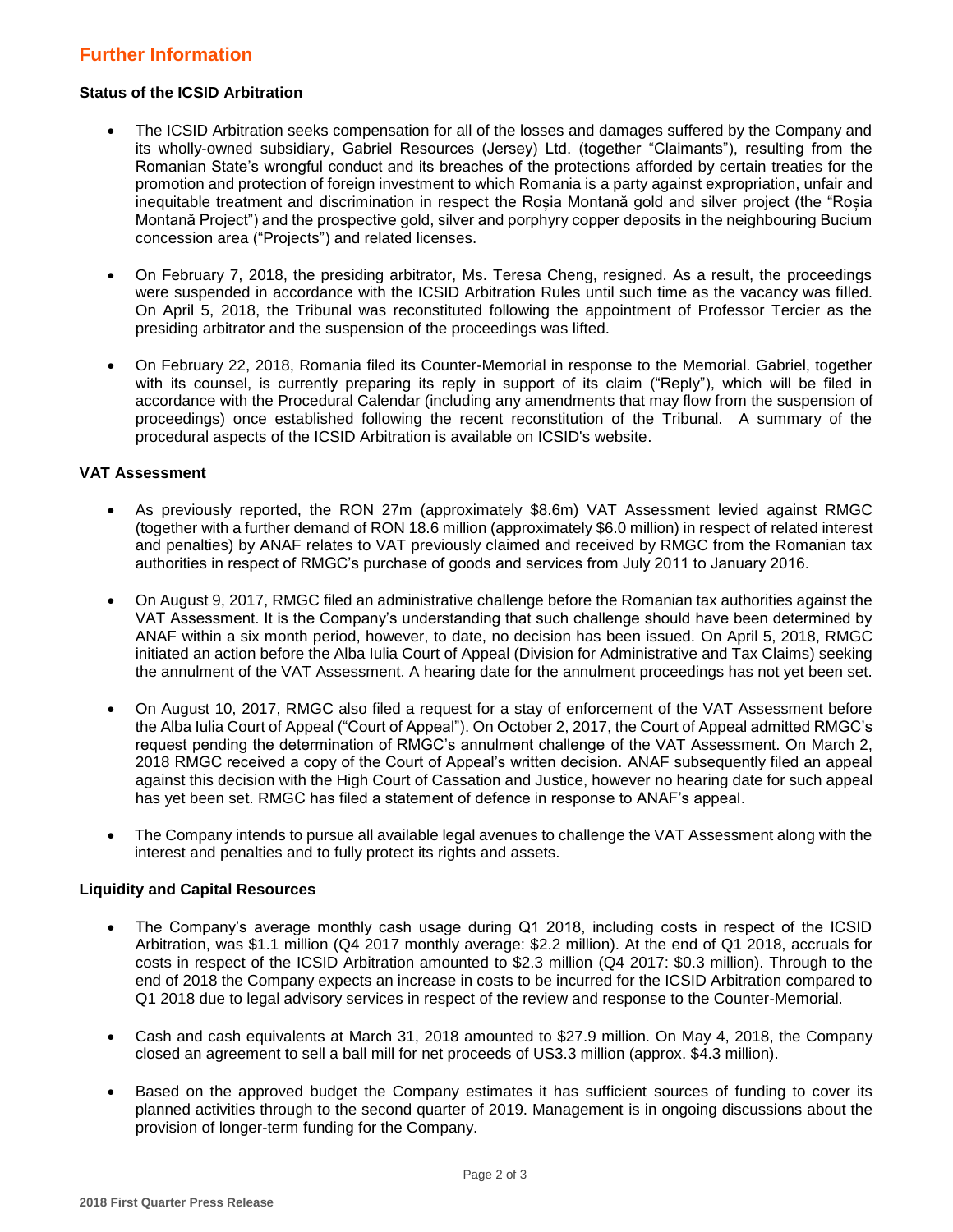## Further Information

### Status of the ICSID Arbitration

- The ICSID Arbitration seeks compensation for all of the losses and damages suffered by the Company and its wholly-owned subsidiary, Gabriel Resources (Jersey) Ltd. (together "Claimants"), resulting from the Romanian State's wrongful conduct and its breaches of the protections afforded by certain treaties for the promotion and protection of foreign investment to which Romania is a party against expropriation, unfair and inequitable treatment and discrimination in respect the Roșia Montană gold and silver project (the "Roșia Montană Project") and the prospective gold, silver and porphyry copper deposits in the neighbouring Bucium concession area ("Projects") and related licenses.
- On February 7, 2018, the presiding arbitrator, Ms. Teresa Cheng, resigned. As a result, the proceedings were suspended in accordance with the ICSID Arbitration Rules until such time as the vacancy was filled. On April 5, 2018, the Tribunal was reconstituted following the appointment of Professor Tercier as the presiding arbitrator and the suspension of the proceedings was lifted.
- On February 22, 2018, Romania filed its Counter-Memorial in response to the Memorial. Gabriel, together with its counsel, is currently preparing its reply in support of its claim ("Reply"), which will be filed in accordance with the Procedural Calendar (including any amendments that may flow from the suspension of proceedings) once established following the recent reconstitution of the Tribunal. A summary of the procedural aspects of the ICSID Arbitration is available on ICSID's website.

### VAT Assessment

- As previously reported, the RON 27m (approximately $8.6m) VAT Assessment levied against RMGC (together with a further demand of RON 18.6 million (approximately $6.0 million) in respect of related interest and penalties) by ANAF relates to VAT previously claimed and received by RMGC from the Romanian tax authorities in respect of RMGC's purchase of goods and services from July 2011 to January 2016.
- On August 9, 2017, RMGC filed an administrative challenge before the Romanian tax authorities against the VAT Assessment. It is the Company's understanding that such challenge should have been determined by ANAF within a six month period, however, to date, no decision has been issued. On April 5, 2018, RMGC initiated an action before the Alba Iulia Court of Appeal (Division for Administrative and Tax Claims) seeking the annulment of the VAT Assessment. A hearing date for the annulment proceedings has not yet been set.
- On August 10, 2017, RMGC also filed a request for a stay of enforcement of the VAT Assessment before the Alba Iulia Court of Appeal ("Court of Appeal"). On October 2, 2017, the Court of Appeal admitted RMGC's request pending the determination of RMGC's annulment challenge of the VAT Assessment. On March 2, 2018 RMGC received a copy of the Court of Appeal's written decision. ANAF subsequently filed an appeal against this decision with the High Court of Cassation and Justice, however no hearing date for such appeal has yet been set. RMGC has filed a statement of defence in response to ANAF's appeal.
- The Company intends to pursue all available legal avenues to challenge the VAT Assessment along with the interest and penalties and to fully protect its rights and assets.

### Liquidity and Capital Resources

- The Company's average monthly cash usage during Q1 2018, including costs in respect of the ICSID Arbitration, was $1.1 million (Q4 2017 monthly average: $2.2 million). At the end of Q1 2018, accruals for costs in respect of the ICSID Arbitration amounted to $2.3 million (Q4 2017: $0.3 million). Through to the end of 2018 the Company expects an increase in costs to be incurred for the ICSID Arbitration compared to Q1 2018 due to legal advisory services in respect of the review and response to the Counter-Memorial.
- Cash and cash equivalents at March 31, 2018 amounted to $27.9 million. On May 4, 2018, the Company closed an agreement to sell a ball mill for net proceeds of US3.3 million (approx. $4.3 million).
- Based on the approved budget the Company estimates it has sufficient sources of funding to cover its planned activities through to the second quarter of 2019. Management is in ongoing discussions about the provision of longer-term funding for the Company.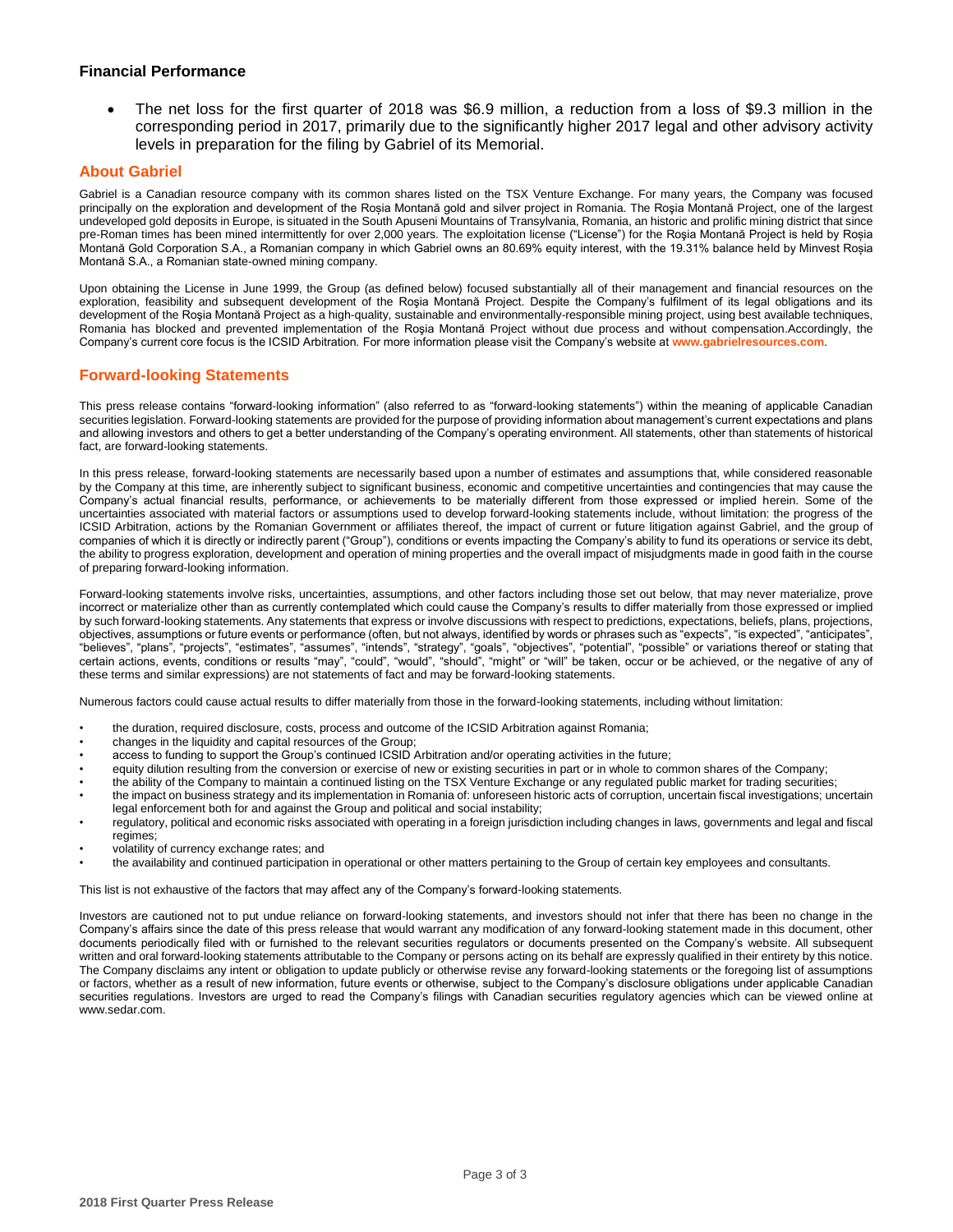### Financial Performance

- The net loss for the first quarter of 2018 was $6.9 million, a reduction from a loss of $9.3 million in the corresponding period in 2017, primarily due to the significantly higher 2017 legal and other advisory activity levels in preparation for the filing by Gabriel of its Memorial.

## About Gabriel

Gabriel is a Canadian resource company with its common shares listed on the TSX Venture Exchange. For many years, the Company was focused principally on the exploration and development of the Roșia Montană gold and silver project in Romania. The Roşia Montană Project, one of the largest undeveloped gold deposits in Europe, is situated in the South Apuseni Mountains of Transylvania, Romania, an historic and prolific mining district that since pre-Roman times has been mined intermittently for over 2,000 years. The exploitation license ("License") for the Roşia Montană Project is held by Roșia Montană Gold Corporation S.A., a Romanian company in which Gabriel owns an 80.69% equity interest, with the 19.31% balance held by Minvest Roșia Montană S.A., a Romanian state-owned mining company.

Upon obtaining the License in June 1999, the Group (as defined below) focused substantially all of their management and financial resources on the exploration, feasibility and subsequent development of the Roşia Montană Project. Despite the Company's fulfilment of its legal obligations and its development of the Roşia Montană Project as a high-quality, sustainable and environmentally-responsible mining project, using best available techniques, Romania has blocked and prevented implementation of the Roşia Montană Project without due process and without compensation.Accordingly, the Company's current core focus is the ICSID Arbitration. For more information please visit the Company's website at **www.gabrielresources.com**.

## Forward-looking Statements

This press release contains "forward-looking information" (also referred to as "forward-looking statements") within the meaning of applicable Canadian securities legislation. Forward-looking statements are provided for the purpose of providing information about management's current expectations and plans and allowing investors and others to get a better understanding of the Company's operating environment. All statements, other than statements of historical fact, are forward-looking statements.

In this press release, forward-looking statements are necessarily based upon a number of estimates and assumptions that, while considered reasonable by the Company at this time, are inherently subject to significant business, economic and competitive uncertainties and contingencies that may cause the Company's actual financial results, performance, or achievements to be materially different from those expressed or implied herein. Some of the uncertainties associated with material factors or assumptions used to develop forward-looking statements include, without limitation: the progress of the ICSID Arbitration, actions by the Romanian Government or affiliates thereof, the impact of current or future litigation against Gabriel, and the group of companies of which it is directly or indirectly parent ("Group"), conditions or events impacting the Company's ability to fund its operations or service its debt, the ability to progress exploration, development and operation of mining properties and the overall impact of misjudgments made in good faith in the course of preparing forward-looking information.

Forward-looking statements involve risks, uncertainties, assumptions, and other factors including those set out below, that may never materialize, prove incorrect or materialize other than as currently contemplated which could cause the Company's results to differ materially from those expressed or implied by such forward-looking statements. Any statements that express or involve discussions with respect to predictions, expectations, beliefs, plans, projections, objectives, assumptions or future events or performance (often, but not always, identified by words or phrases such as "expects", "is expected", "anticipates", "believes", "plans", "projects", "estimates", "assumes", "intends", "strategy", "goals", "objectives", "potential", "possible" or variations thereof or stating that certain actions, events, conditions or results "may", "could", "would", "should", "might" or "will" be taken, occur or be achieved, or the negative of any of these terms and similar expressions) are not statements of fact and may be forward-looking statements.

Numerous factors could cause actual results to differ materially from those in the forward-looking statements, including without limitation:

- the duration, required disclosure, costs, process and outcome of the ICSID Arbitration against Romania;
- changes in the liquidity and capital resources of the Group;
- access to funding to support the Group's continued ICSID Arbitration and/or operating activities in the future;
- equity dilution resulting from the conversion or exercise of new or existing securities in part or in whole to common shares of the Company;
- the ability of the Company to maintain a continued listing on the TSX Venture Exchange or any regulated public market for trading securities;
- the impact on business strategy and its implementation in Romania of: unforeseen historic acts of corruption, uncertain fiscal investigations; uncertain legal enforcement both for and against the Group and political and social instability;
- regulatory, political and economic risks associated with operating in a foreign jurisdiction including changes in laws, governments and legal and fiscal regimes;
- volatility of currency exchange rates; and
- the availability and continued participation in operational or other matters pertaining to the Group of certain key employees and consultants.

This list is not exhaustive of the factors that may affect any of the Company's forward-looking statements.

Investors are cautioned not to put undue reliance on forward-looking statements, and investors should not infer that there has been no change in the Company's affairs since the date of this press release that would warrant any modification of any forward-looking statement made in this document, other documents periodically filed with or furnished to the relevant securities regulators or documents presented on the Company's website. All subsequent written and oral forward-looking statements attributable to the Company or persons acting on its behalf are expressly qualified in their entirety by this notice. The Company disclaims any intent or obligation to update publicly or otherwise revise any forward-looking statements or the foregoing list of assumptions or factors, whether as a result of new information, future events or otherwise, subject to the Company's disclosure obligations under applicable Canadian securities regulations. Investors are urged to read the Company's filings with Canadian securities regulatory agencies which can be viewed online at www.sedar.com.